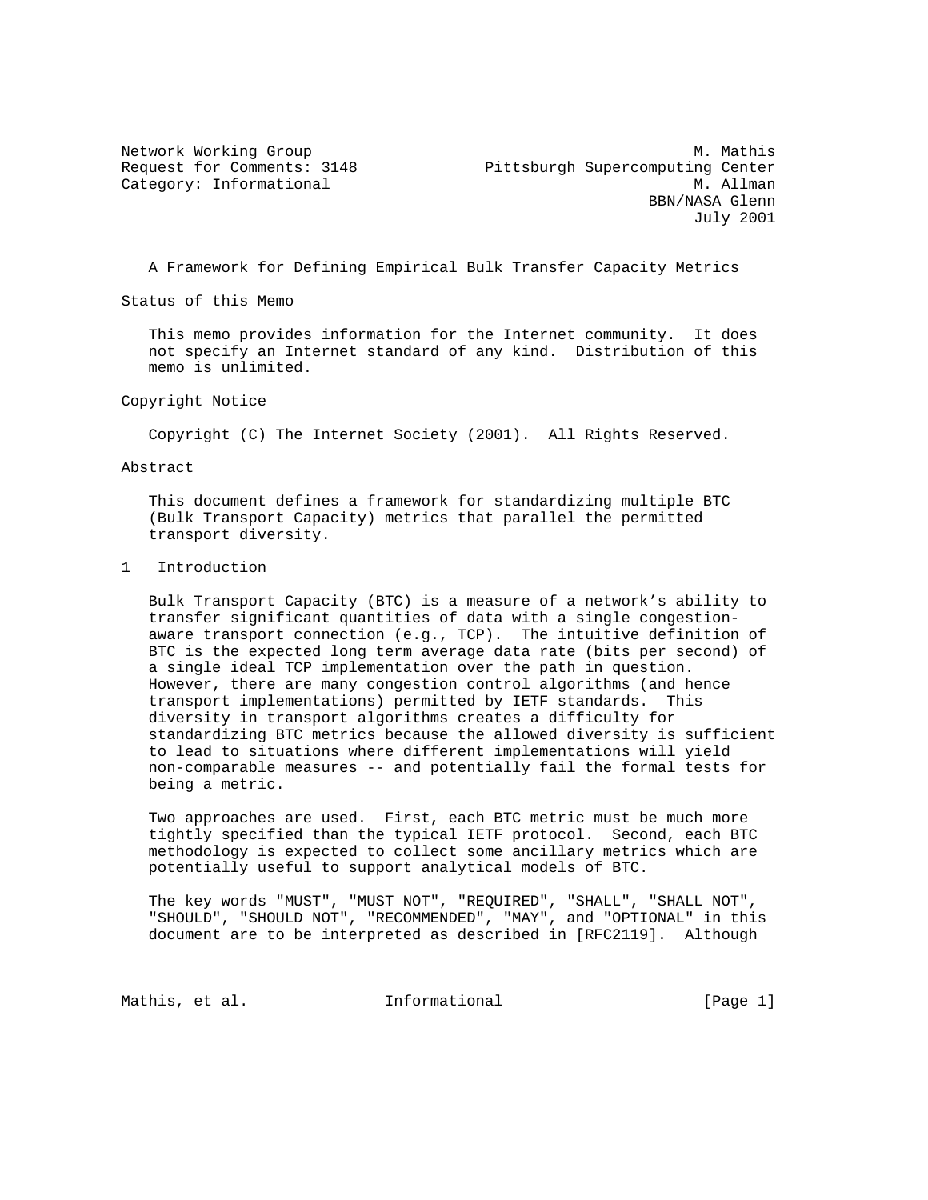Network Working Group  M. Mathis
Request for Comments: 3148  Pittsburgh Supercomputing Center
Category: Informational  M. Allman
BBN/NASA Glenn
July 2001

# A Framework for Defining Empirical Bulk Transfer Capacity Metrics

## Status of this Memo

This memo provides information for the Internet community. It does not specify an Internet standard of any kind. Distribution of this memo is unlimited.

## Copyright Notice

Copyright (C) The Internet Society (2001). All Rights Reserved.

## Abstract

This document defines a framework for standardizing multiple BTC (Bulk Transport Capacity) metrics that parallel the permitted transport diversity.

## 1 Introduction

Bulk Transport Capacity (BTC) is a measure of a network's ability to transfer significant quantities of data with a single congestion-aware transport connection (e.g., TCP). The intuitive definition of BTC is the expected long term average data rate (bits per second) of a single ideal TCP implementation over the path in question. However, there are many congestion control algorithms (and hence transport implementations) permitted by IETF standards. This diversity in transport algorithms creates a difficulty for standardizing BTC metrics because the allowed diversity is sufficient to lead to situations where different implementations will yield non-comparable measures -- and potentially fail the formal tests for being a metric.

Two approaches are used. First, each BTC metric must be much more tightly specified than the typical IETF protocol. Second, each BTC methodology is expected to collect some ancillary metrics which are potentially useful to support analytical models of BTC.

The key words "MUST", "MUST NOT", "REQUIRED", "SHALL", "SHALL NOT", "SHOULD", "SHOULD NOT", "RECOMMENDED", "MAY", and "OPTIONAL" in this document are to be interpreted as described in [RFC2119]. Although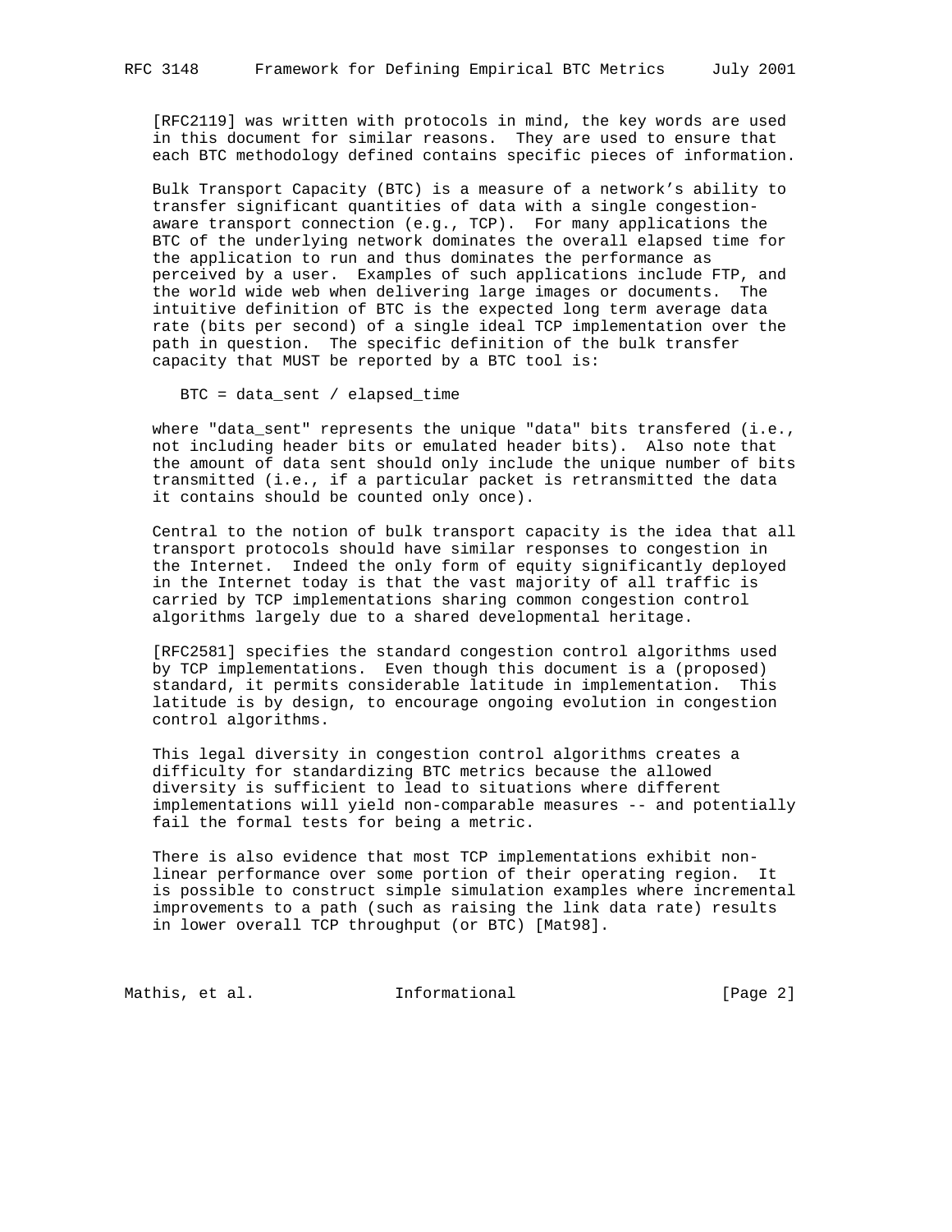[RFC2119] was written with protocols in mind, the key words are used in this document for similar reasons. They are used to ensure that each BTC methodology defined contains specific pieces of information.

Bulk Transport Capacity (BTC) is a measure of a network's ability to transfer significant quantities of data with a single congestion-aware transport connection (e.g., TCP). For many applications the BTC of the underlying network dominates the overall elapsed time for the application to run and thus dominates the performance as perceived by a user. Examples of such applications include FTP, and the world wide web when delivering large images or documents. The intuitive definition of BTC is the expected long term average data rate (bits per second) of a single ideal TCP implementation over the path in question. The specific definition of the bulk transfer capacity that MUST be reported by a BTC tool is:

```
BTC = data_sent / elapsed_time
```

where "data_sent" represents the unique "data" bits transfered (i.e., not including header bits or emulated header bits). Also note that the amount of data sent should only include the unique number of bits transmitted (i.e., if a particular packet is retransmitted the data it contains should be counted only once).

Central to the notion of bulk transport capacity is the idea that all transport protocols should have similar responses to congestion in the Internet. Indeed the only form of equity significantly deployed in the Internet today is that the vast majority of all traffic is carried by TCP implementations sharing common congestion control algorithms largely due to a shared developmental heritage.

[RFC2581] specifies the standard congestion control algorithms used by TCP implementations. Even though this document is a (proposed) standard, it permits considerable latitude in implementation. This latitude is by design, to encourage ongoing evolution in congestion control algorithms.

This legal diversity in congestion control algorithms creates a difficulty for standardizing BTC metrics because the allowed diversity is sufficient to lead to situations where different implementations will yield non-comparable measures -- and potentially fail the formal tests for being a metric.

There is also evidence that most TCP implementations exhibit non-linear performance over some portion of their operating region. It is possible to construct simple simulation examples where incremental improvements to a path (such as raising the link data rate) results in lower overall TCP throughput (or BTC) [Mat98].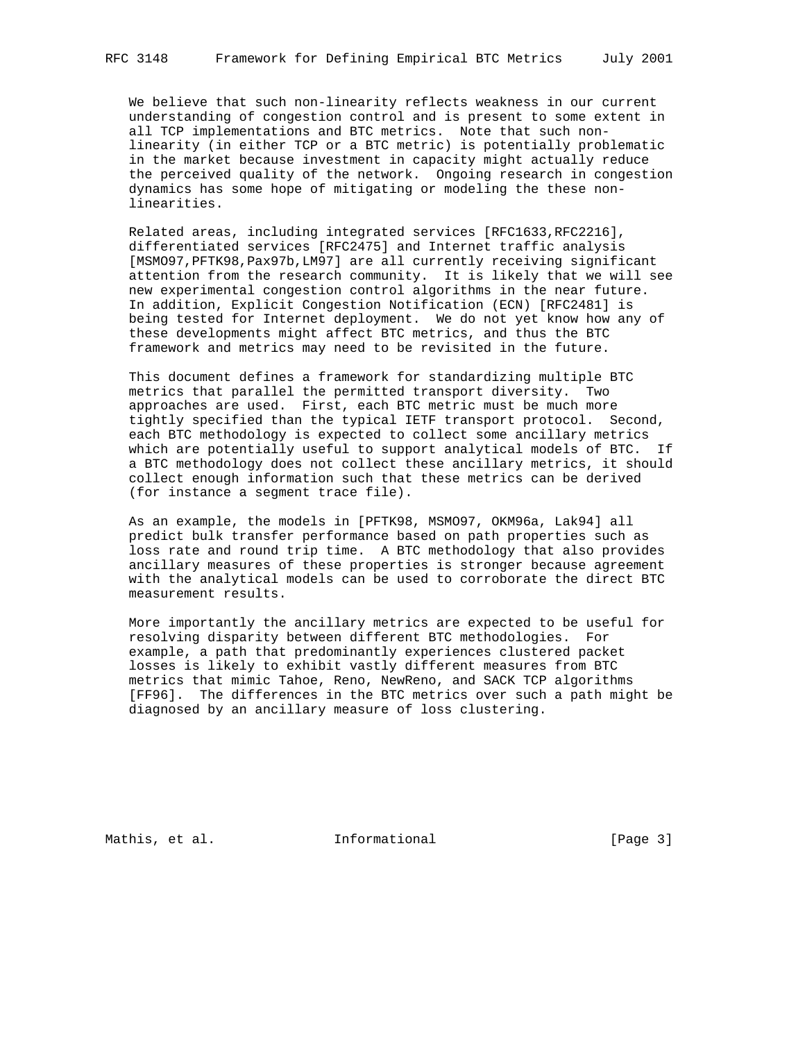We believe that such non-linearity reflects weakness in our current understanding of congestion control and is present to some extent in all TCP implementations and BTC metrics. Note that such non-linearity (in either TCP or a BTC metric) is potentially problematic in the market because investment in capacity might actually reduce the perceived quality of the network. Ongoing research in congestion dynamics has some hope of mitigating or modeling the these non-linearities.

Related areas, including integrated services [RFC1633,RFC2216], differentiated services [RFC2475] and Internet traffic analysis [MSMO97,PFTK98,Pax97b,LM97] are all currently receiving significant attention from the research community. It is likely that we will see new experimental congestion control algorithms in the near future. In addition, Explicit Congestion Notification (ECN) [RFC2481] is being tested for Internet deployment. We do not yet know how any of these developments might affect BTC metrics, and thus the BTC framework and metrics may need to be revisited in the future.

This document defines a framework for standardizing multiple BTC metrics that parallel the permitted transport diversity. Two approaches are used. First, each BTC metric must be much more tightly specified than the typical IETF transport protocol. Second, each BTC methodology is expected to collect some ancillary metrics which are potentially useful to support analytical models of BTC. If a BTC methodology does not collect these ancillary metrics, it should collect enough information such that these metrics can be derived (for instance a segment trace file).

As an example, the models in [PFTK98, MSMO97, OKM96a, Lak94] all predict bulk transfer performance based on path properties such as loss rate and round trip time. A BTC methodology that also provides ancillary measures of these properties is stronger because agreement with the analytical models can be used to corroborate the direct BTC measurement results.

More importantly the ancillary metrics are expected to be useful for resolving disparity between different BTC methodologies. For example, a path that predominantly experiences clustered packet losses is likely to exhibit vastly different measures from BTC metrics that mimic Tahoe, Reno, NewReno, and SACK TCP algorithms [FF96]. The differences in the BTC metrics over such a path might be diagnosed by an ancillary measure of loss clustering.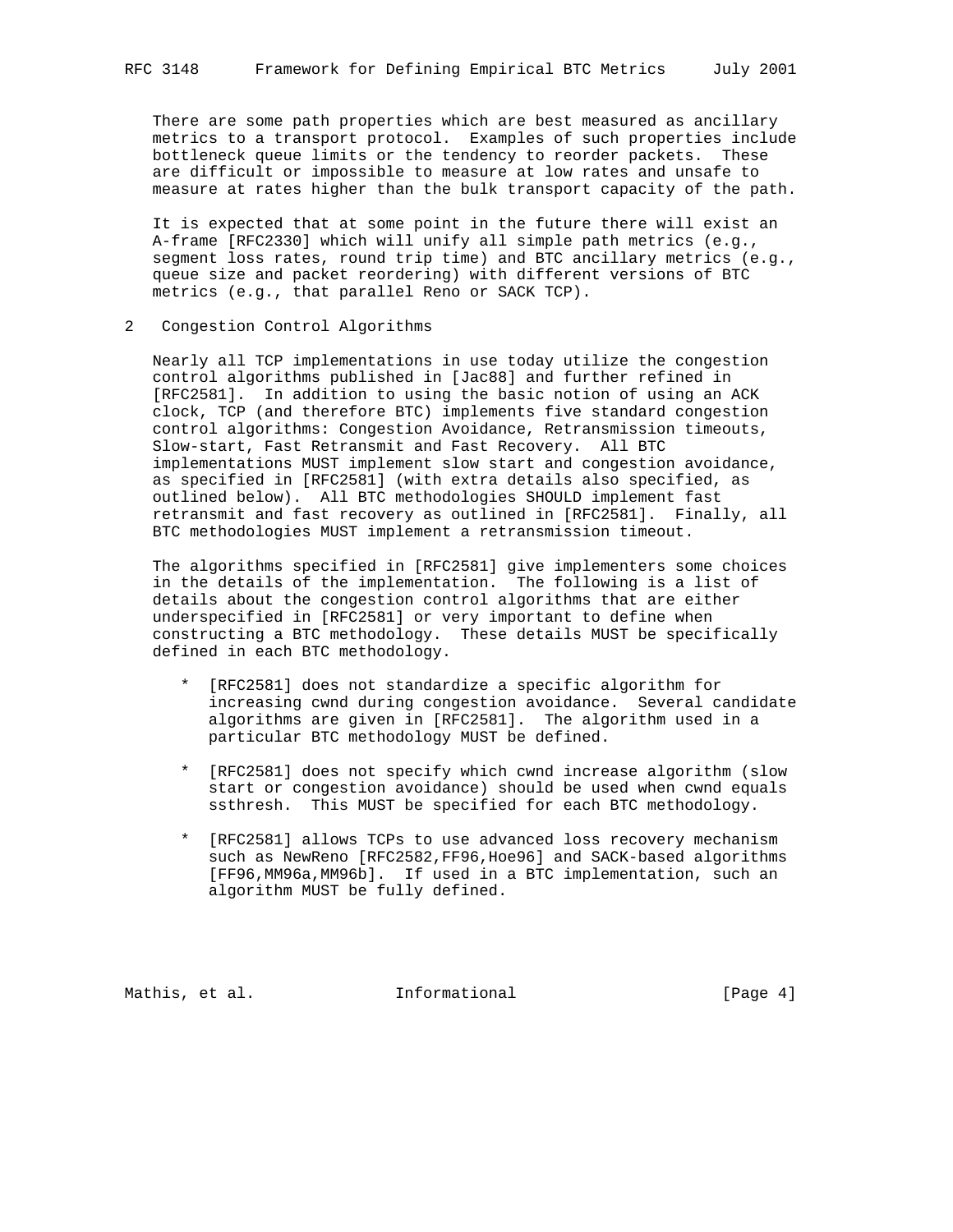There are some path properties which are best measured as ancillary metrics to a transport protocol. Examples of such properties include bottleneck queue limits or the tendency to reorder packets. These are difficult or impossible to measure at low rates and unsafe to measure at rates higher than the bulk transport capacity of the path.

It is expected that at some point in the future there will exist an A-frame [RFC2330] which will unify all simple path metrics (e.g., segment loss rates, round trip time) and BTC ancillary metrics (e.g., queue size and packet reordering) with different versions of BTC metrics (e.g., that parallel Reno or SACK TCP).

## 2 Congestion Control Algorithms

Nearly all TCP implementations in use today utilize the congestion control algorithms published in [Jac88] and further refined in [RFC2581]. In addition to using the basic notion of using an ACK clock, TCP (and therefore BTC) implements five standard congestion control algorithms: Congestion Avoidance, Retransmission timeouts, Slow-start, Fast Retransmit and Fast Recovery. All BTC implementations MUST implement slow start and congestion avoidance, as specified in [RFC2581] (with extra details also specified, as outlined below). All BTC methodologies SHOULD implement fast retransmit and fast recovery as outlined in [RFC2581]. Finally, all BTC methodologies MUST implement a retransmission timeout.

The algorithms specified in [RFC2581] give implementers some choices in the details of the implementation. The following is a list of details about the congestion control algorithms that are either underspecified in [RFC2581] or very important to define when constructing a BTC methodology. These details MUST be specifically defined in each BTC methodology.

* [RFC2581] does not standardize a specific algorithm for increasing cwnd during congestion avoidance. Several candidate algorithms are given in [RFC2581]. The algorithm used in a particular BTC methodology MUST be defined.

* [RFC2581] does not specify which cwnd increase algorithm (slow start or congestion avoidance) should be used when cwnd equals ssthresh. This MUST be specified for each BTC methodology.

* [RFC2581] allows TCPs to use advanced loss recovery mechanism such as NewReno [RFC2582,FF96,Hoe96] and SACK-based algorithms [FF96,MM96a,MM96b]. If used in a BTC implementation, such an algorithm MUST be fully defined.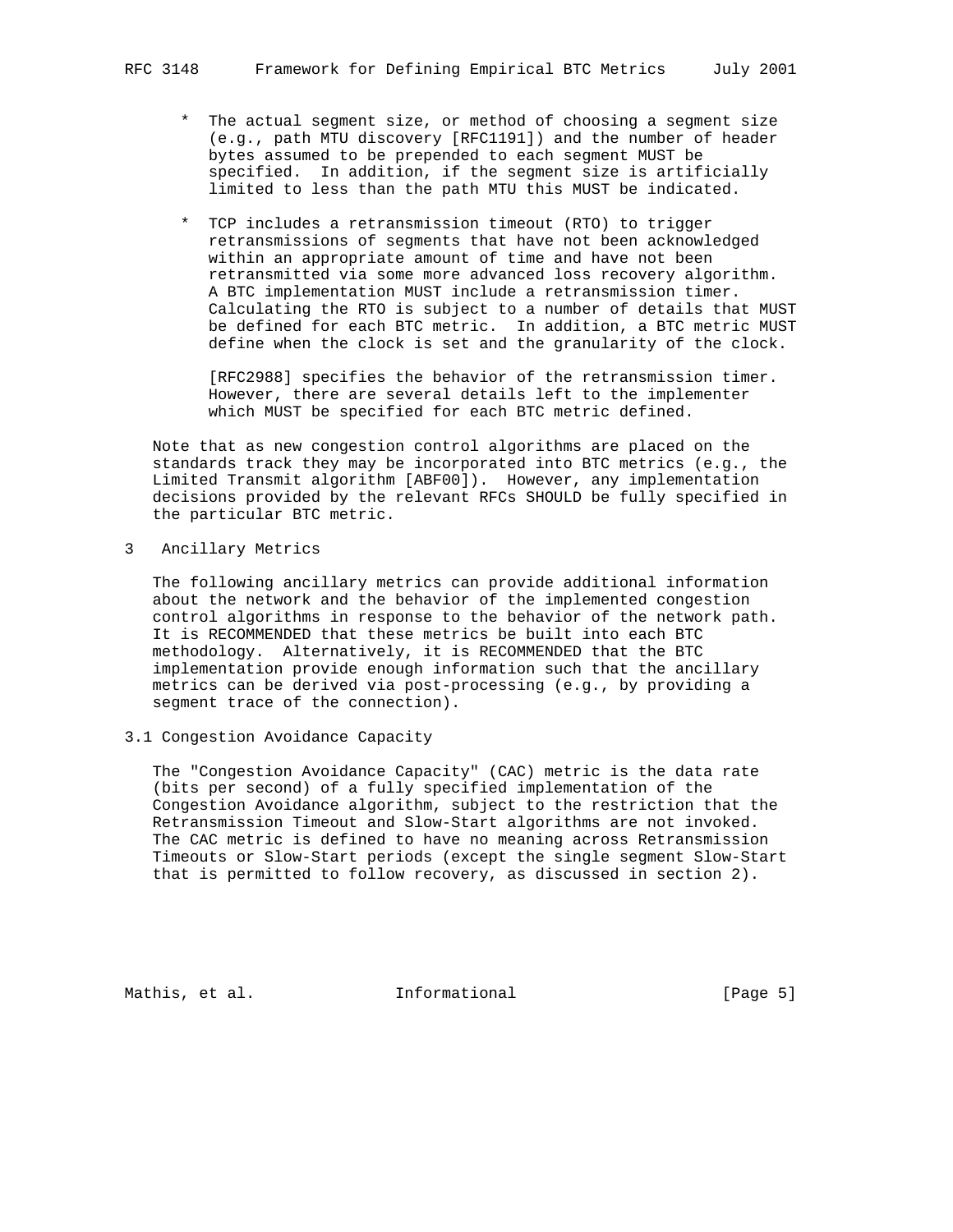* The actual segment size, or method of choosing a segment size (e.g., path MTU discovery [RFC1191]) and the number of header bytes assumed to be prepended to each segment MUST be specified. In addition, if the segment size is artificially limited to less than the path MTU this MUST be indicated.

* TCP includes a retransmission timeout (RTO) to trigger retransmissions of segments that have not been acknowledged within an appropriate amount of time and have not been retransmitted via some more advanced loss recovery algorithm. A BTC implementation MUST include a retransmission timer. Calculating the RTO is subject to a number of details that MUST be defined for each BTC metric. In addition, a BTC metric MUST define when the clock is set and the granularity of the clock.

  [RFC2988] specifies the behavior of the retransmission timer. However, there are several details left to the implementer which MUST be specified for each BTC metric defined.

Note that as new congestion control algorithms are placed on the standards track they may be incorporated into BTC metrics (e.g., the Limited Transmit algorithm [ABF00]). However, any implementation decisions provided by the relevant RFCs SHOULD be fully specified in the particular BTC metric.

# 3 Ancillary Metrics

The following ancillary metrics can provide additional information about the network and the behavior of the implemented congestion control algorithms in response to the behavior of the network path. It is RECOMMENDED that these metrics be built into each BTC methodology. Alternatively, it is RECOMMENDED that the BTC implementation provide enough information such that the ancillary metrics can be derived via post-processing (e.g., by providing a segment trace of the connection).

## 3.1 Congestion Avoidance Capacity

The "Congestion Avoidance Capacity" (CAC) metric is the data rate (bits per second) of a fully specified implementation of the Congestion Avoidance algorithm, subject to the restriction that the Retransmission Timeout and Slow-Start algorithms are not invoked. The CAC metric is defined to have no meaning across Retransmission Timeouts or Slow-Start periods (except the single segment Slow-Start that is permitted to follow recovery, as discussed in section 2).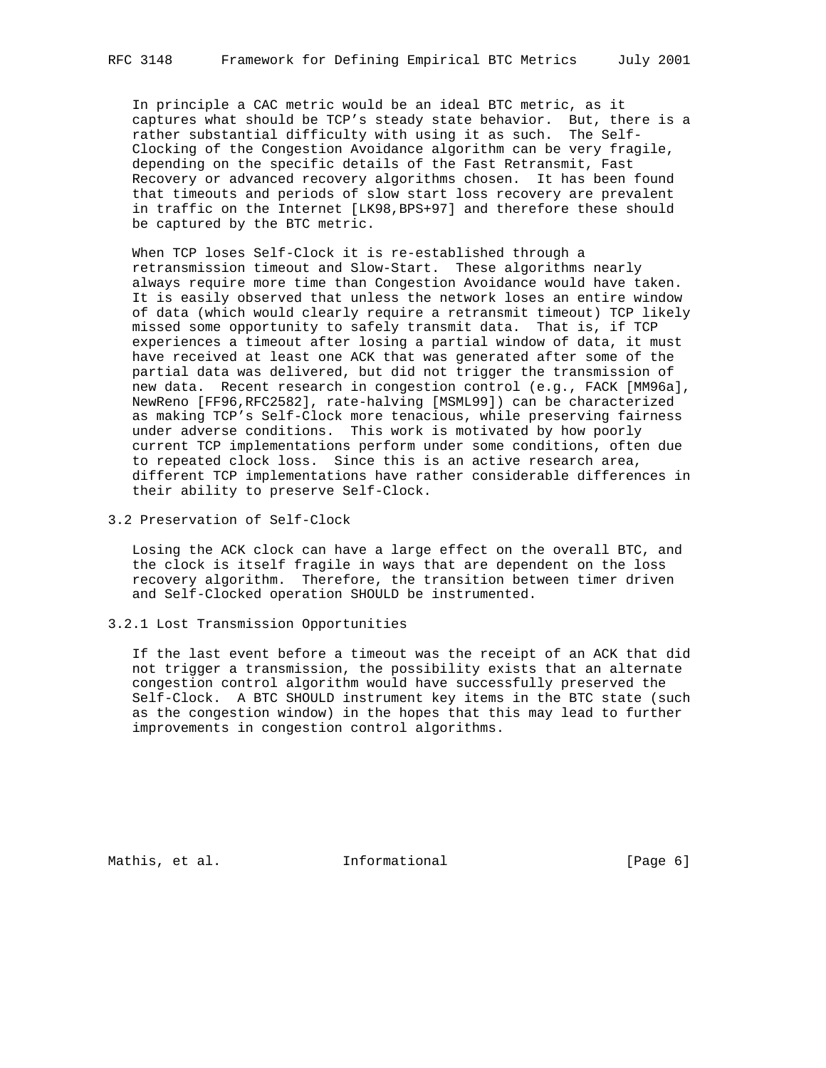In principle a CAC metric would be an ideal BTC metric, as it captures what should be TCP's steady state behavior. But, there is a rather substantial difficulty with using it as such. The Self-Clocking of the Congestion Avoidance algorithm can be very fragile, depending on the specific details of the Fast Retransmit, Fast Recovery or advanced recovery algorithms chosen. It has been found that timeouts and periods of slow start loss recovery are prevalent in traffic on the Internet [LK98,BPS+97] and therefore these should be captured by the BTC metric.

When TCP loses Self-Clock it is re-established through a retransmission timeout and Slow-Start. These algorithms nearly always require more time than Congestion Avoidance would have taken. It is easily observed that unless the network loses an entire window of data (which would clearly require a retransmit timeout) TCP likely missed some opportunity to safely transmit data. That is, if TCP experiences a timeout after losing a partial window of data, it must have received at least one ACK that was generated after some of the partial data was delivered, but did not trigger the transmission of new data. Recent research in congestion control (e.g., FACK [MM96a], NewReno [FF96,RFC2582], rate-halving [MSML99]) can be characterized as making TCP's Self-Clock more tenacious, while preserving fairness under adverse conditions. This work is motivated by how poorly current TCP implementations perform under some conditions, often due to repeated clock loss. Since this is an active research area, different TCP implementations have rather considerable differences in their ability to preserve Self-Clock.

## 3.2 Preservation of Self-Clock

Losing the ACK clock can have a large effect on the overall BTC, and the clock is itself fragile in ways that are dependent on the loss recovery algorithm. Therefore, the transition between timer driven and Self-Clocked operation SHOULD be instrumented.

### 3.2.1 Lost Transmission Opportunities

If the last event before a timeout was the receipt of an ACK that did not trigger a transmission, the possibility exists that an alternate congestion control algorithm would have successfully preserved the Self-Clock. A BTC SHOULD instrument key items in the BTC state (such as the congestion window) in the hopes that this may lead to further improvements in congestion control algorithms.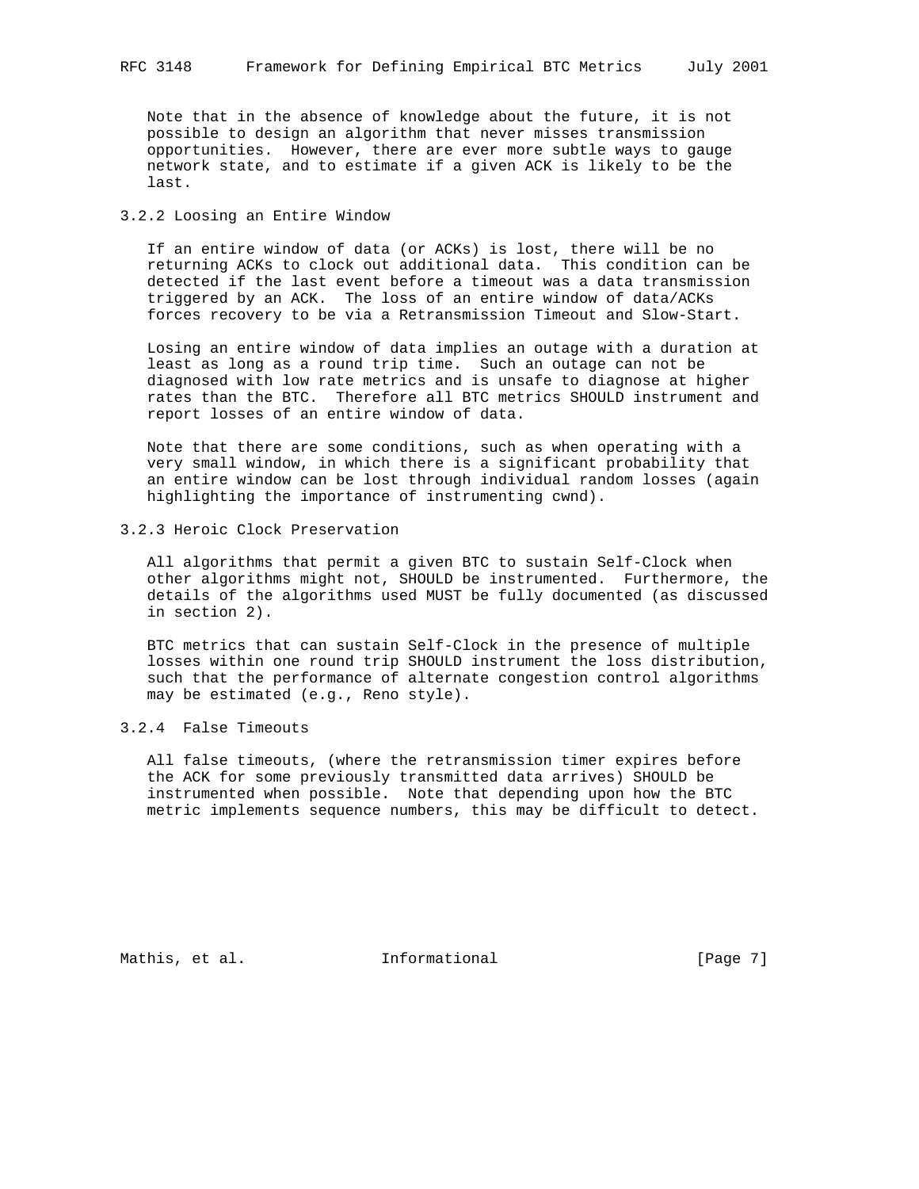Note that in the absence of knowledge about the future, it is not possible to design an algorithm that never misses transmission opportunities. However, there are ever more subtle ways to gauge network state, and to estimate if a given ACK is likely to be the last.

### 3.2.2 Loosing an Entire Window

If an entire window of data (or ACKs) is lost, there will be no returning ACKs to clock out additional data. This condition can be detected if the last event before a timeout was a data transmission triggered by an ACK. The loss of an entire window of data/ACKs forces recovery to be via a Retransmission Timeout and Slow-Start.

Losing an entire window of data implies an outage with a duration at least as long as a round trip time. Such an outage can not be diagnosed with low rate metrics and is unsafe to diagnose at higher rates than the BTC. Therefore all BTC metrics SHOULD instrument and report losses of an entire window of data.

Note that there are some conditions, such as when operating with a very small window, in which there is a significant probability that an entire window can be lost through individual random losses (again highlighting the importance of instrumenting cwnd).

### 3.2.3 Heroic Clock Preservation

All algorithms that permit a given BTC to sustain Self-Clock when other algorithms might not, SHOULD be instrumented. Furthermore, the details of the algorithms used MUST be fully documented (as discussed in section 2).

BTC metrics that can sustain Self-Clock in the presence of multiple losses within one round trip SHOULD instrument the loss distribution, such that the performance of alternate congestion control algorithms may be estimated (e.g., Reno style).

### 3.2.4 False Timeouts

All false timeouts, (where the retransmission timer expires before the ACK for some previously transmitted data arrives) SHOULD be instrumented when possible. Note that depending upon how the BTC metric implements sequence numbers, this may be difficult to detect.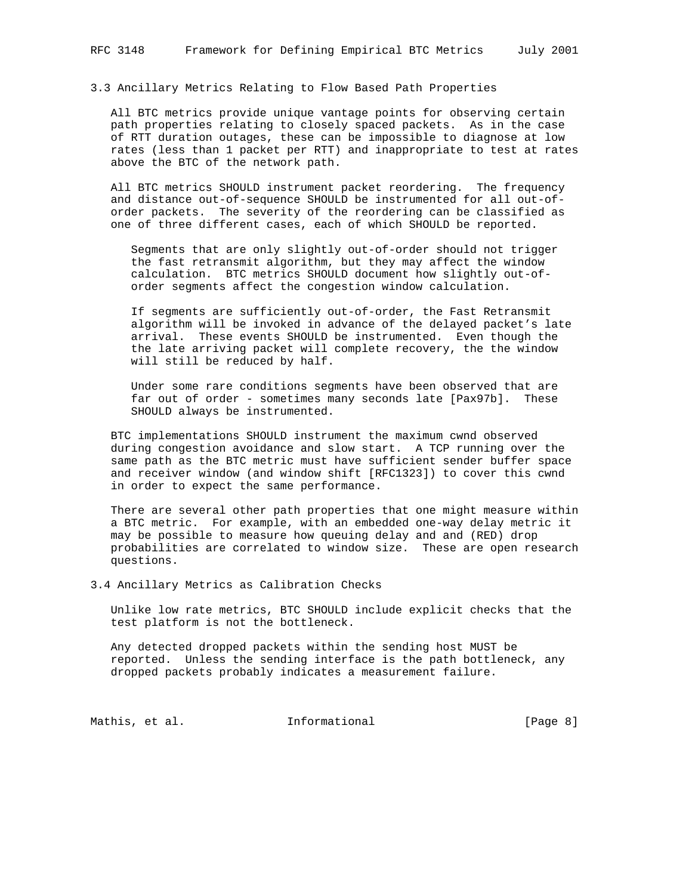### 3.3 Ancillary Metrics Relating to Flow Based Path Properties

All BTC metrics provide unique vantage points for observing certain path properties relating to closely spaced packets. As in the case of RTT duration outages, these can be impossible to diagnose at low rates (less than 1 packet per RTT) and inappropriate to test at rates above the BTC of the network path.

All BTC metrics SHOULD instrument packet reordering. The frequency and distance out-of-sequence SHOULD be instrumented for all out-of-order packets. The severity of the reordering can be classified as one of three different cases, each of which SHOULD be reported.

> Segments that are only slightly out-of-order should not trigger the fast retransmit algorithm, but they may affect the window calculation. BTC metrics SHOULD document how slightly out-of-order segments affect the congestion window calculation.
>
> If segments are sufficiently out-of-order, the Fast Retransmit algorithm will be invoked in advance of the delayed packet's late arrival. These events SHOULD be instrumented. Even though the the late arriving packet will complete recovery, the the window will still be reduced by half.
>
> Under some rare conditions segments have been observed that are far out of order - sometimes many seconds late [Pax97b]. These SHOULD always be instrumented.

BTC implementations SHOULD instrument the maximum cwnd observed during congestion avoidance and slow start. A TCP running over the same path as the BTC metric must have sufficient sender buffer space and receiver window (and window shift [RFC1323]) to cover this cwnd in order to expect the same performance.

There are several other path properties that one might measure within a BTC metric. For example, with an embedded one-way delay metric it may be possible to measure how queuing delay and and (RED) drop probabilities are correlated to window size. These are open research questions.

### 3.4 Ancillary Metrics as Calibration Checks

Unlike low rate metrics, BTC SHOULD include explicit checks that the test platform is not the bottleneck.

Any detected dropped packets within the sending host MUST be reported. Unless the sending interface is the path bottleneck, any dropped packets probably indicates a measurement failure.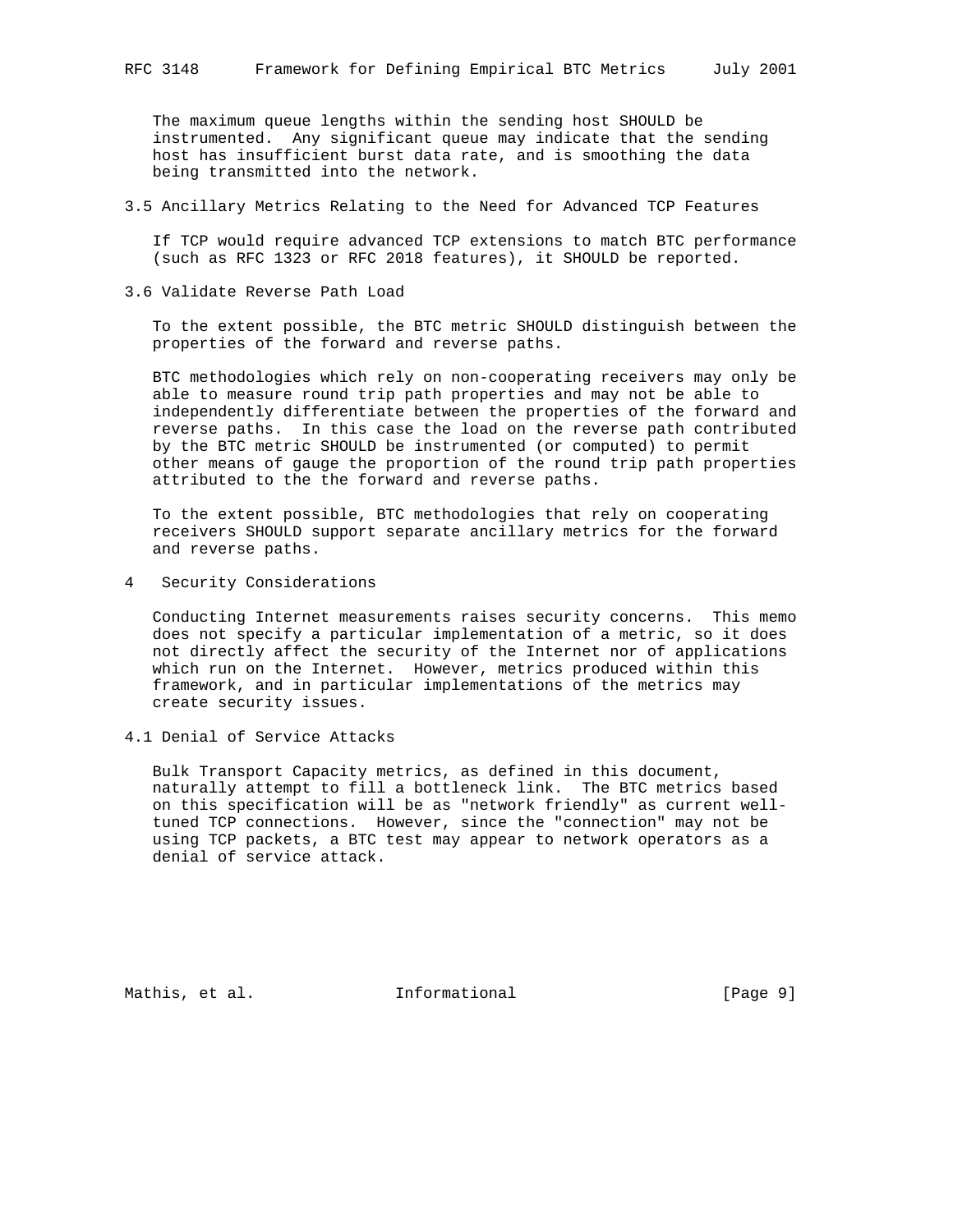The maximum queue lengths within the sending host SHOULD be instrumented. Any significant queue may indicate that the sending host has insufficient burst data rate, and is smoothing the data being transmitted into the network.

### 3.5 Ancillary Metrics Relating to the Need for Advanced TCP Features

If TCP would require advanced TCP extensions to match BTC performance (such as RFC 1323 or RFC 2018 features), it SHOULD be reported.

### 3.6 Validate Reverse Path Load

To the extent possible, the BTC metric SHOULD distinguish between the properties of the forward and reverse paths.

BTC methodologies which rely on non-cooperating receivers may only be able to measure round trip path properties and may not be able to independently differentiate between the properties of the forward and reverse paths. In this case the load on the reverse path contributed by the BTC metric SHOULD be instrumented (or computed) to permit other means of gauge the proportion of the round trip path properties attributed to the the forward and reverse paths.

To the extent possible, BTC methodologies that rely on cooperating receivers SHOULD support separate ancillary metrics for the forward and reverse paths.

## 4 Security Considerations

Conducting Internet measurements raises security concerns. This memo does not specify a particular implementation of a metric, so it does not directly affect the security of the Internet nor of applications which run on the Internet. However, metrics produced within this framework, and in particular implementations of the metrics may create security issues.

### 4.1 Denial of Service Attacks

Bulk Transport Capacity metrics, as defined in this document, naturally attempt to fill a bottleneck link. The BTC metrics based on this specification will be as "network friendly" as current well-tuned TCP connections. However, since the "connection" may not be using TCP packets, a BTC test may appear to network operators as a denial of service attack.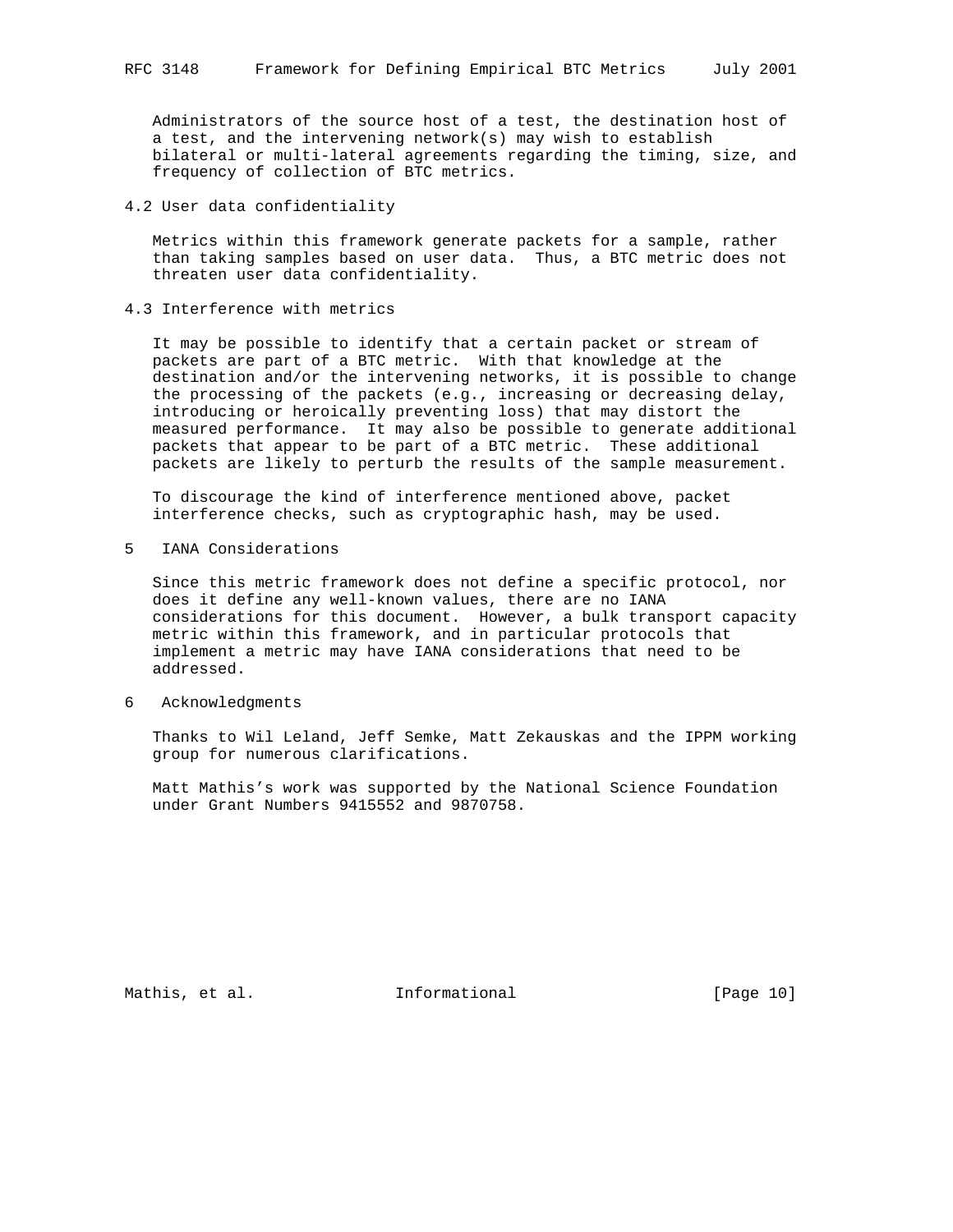Administrators of the source host of a test, the destination host of a test, and the intervening network(s) may wish to establish bilateral or multi-lateral agreements regarding the timing, size, and frequency of collection of BTC metrics.

## 4.2 User data confidentiality

Metrics within this framework generate packets for a sample, rather than taking samples based on user data. Thus, a BTC metric does not threaten user data confidentiality.

## 4.3 Interference with metrics

It may be possible to identify that a certain packet or stream of packets are part of a BTC metric. With that knowledge at the destination and/or the intervening networks, it is possible to change the processing of the packets (e.g., increasing or decreasing delay, introducing or heroically preventing loss) that may distort the measured performance. It may also be possible to generate additional packets that appear to be part of a BTC metric. These additional packets are likely to perturb the results of the sample measurement.

To discourage the kind of interference mentioned above, packet interference checks, such as cryptographic hash, may be used.

# 5 IANA Considerations

Since this metric framework does not define a specific protocol, nor does it define any well-known values, there are no IANA considerations for this document. However, a bulk transport capacity metric within this framework, and in particular protocols that implement a metric may have IANA considerations that need to be addressed.

# 6 Acknowledgments

Thanks to Wil Leland, Jeff Semke, Matt Zekauskas and the IPPM working group for numerous clarifications.

Matt Mathis's work was supported by the National Science Foundation under Grant Numbers 9415552 and 9870758.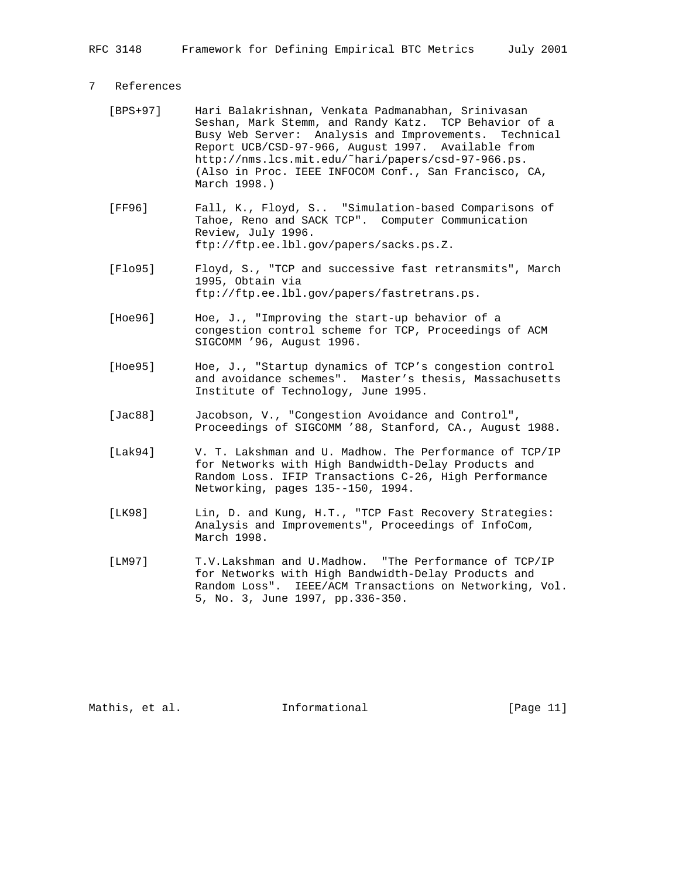## 7 References

[BPS+97] Hari Balakrishnan, Venkata Padmanabhan, Srinivasan Seshan, Mark Stemm, and Randy Katz. TCP Behavior of a Busy Web Server: Analysis and Improvements. Technical Report UCB/CSD-97-966, August 1997. Available from http://nms.lcs.mit.edu/~hari/papers/csd-97-966.ps. (Also in Proc. IEEE INFOCOM Conf., San Francisco, CA, March 1998.)

[FF96] Fall, K., Floyd, S.. "Simulation-based Comparisons of Tahoe, Reno and SACK TCP". Computer Communication Review, July 1996. ftp://ftp.ee.lbl.gov/papers/sacks.ps.Z.

[Flo95] Floyd, S., "TCP and successive fast retransmits", March 1995, Obtain via ftp://ftp.ee.lbl.gov/papers/fastretrans.ps.

[Hoe96] Hoe, J., "Improving the start-up behavior of a congestion control scheme for TCP, Proceedings of ACM SIGCOMM '96, August 1996.

[Hoe95] Hoe, J., "Startup dynamics of TCP's congestion control and avoidance schemes". Master's thesis, Massachusetts Institute of Technology, June 1995.

[Jac88] Jacobson, V., "Congestion Avoidance and Control", Proceedings of SIGCOMM '88, Stanford, CA., August 1988.

[Lak94] V. T. Lakshman and U. Madhow. The Performance of TCP/IP for Networks with High Bandwidth-Delay Products and Random Loss. IFIP Transactions C-26, High Performance Networking, pages 135--150, 1994.

[LK98] Lin, D. and Kung, H.T., "TCP Fast Recovery Strategies: Analysis and Improvements", Proceedings of InfoCom, March 1998.

[LM97] T.V.Lakshman and U.Madhow. "The Performance of TCP/IP for Networks with High Bandwidth-Delay Products and Random Loss". IEEE/ACM Transactions on Networking, Vol. 5, No. 3, June 1997, pp.336-350.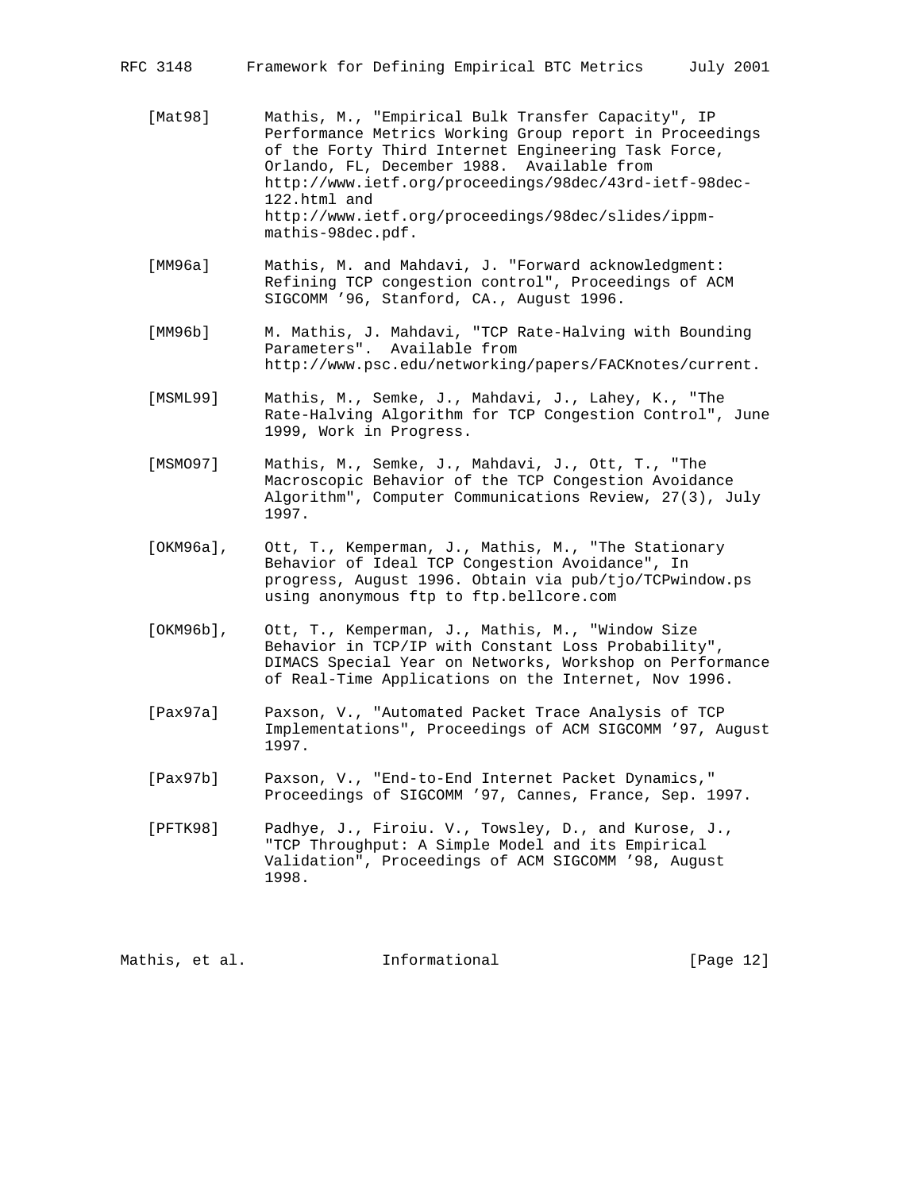[Mat98] Mathis, M., "Empirical Bulk Transfer Capacity", IP Performance Metrics Working Group report in Proceedings of the Forty Third Internet Engineering Task Force, Orlando, FL, December 1988. Available from http://www.ietf.org/proceedings/98dec/43rd-ietf-98dec-122.html and http://www.ietf.org/proceedings/98dec/slides/ippm-mathis-98dec.pdf.

[MM96a] Mathis, M. and Mahdavi, J. "Forward acknowledgment: Refining TCP congestion control", Proceedings of ACM SIGCOMM '96, Stanford, CA., August 1996.

[MM96b] M. Mathis, J. Mahdavi, "TCP Rate-Halving with Bounding Parameters". Available from http://www.psc.edu/networking/papers/FACKnotes/current.

[MSML99] Mathis, M., Semke, J., Mahdavi, J., Lahey, K., "The Rate-Halving Algorithm for TCP Congestion Control", June 1999, Work in Progress.

[MSMO97] Mathis, M., Semke, J., Mahdavi, J., Ott, T., "The Macroscopic Behavior of the TCP Congestion Avoidance Algorithm", Computer Communications Review, 27(3), July 1997.

[OKM96a], Ott, T., Kemperman, J., Mathis, M., "The Stationary Behavior of Ideal TCP Congestion Avoidance", In progress, August 1996. Obtain via pub/tjo/TCPwindow.ps using anonymous ftp to ftp.bellcore.com

[OKM96b], Ott, T., Kemperman, J., Mathis, M., "Window Size Behavior in TCP/IP with Constant Loss Probability", DIMACS Special Year on Networks, Workshop on Performance of Real-Time Applications on the Internet, Nov 1996.

[Pax97a] Paxson, V., "Automated Packet Trace Analysis of TCP Implementations", Proceedings of ACM SIGCOMM '97, August 1997.

[Pax97b] Paxson, V., "End-to-End Internet Packet Dynamics," Proceedings of SIGCOMM '97, Cannes, France, Sep. 1997.

[PFTK98] Padhye, J., Firoiu. V., Towsley, D., and Kurose, J., "TCP Throughput: A Simple Model and its Empirical Validation", Proceedings of ACM SIGCOMM '98, August 1998.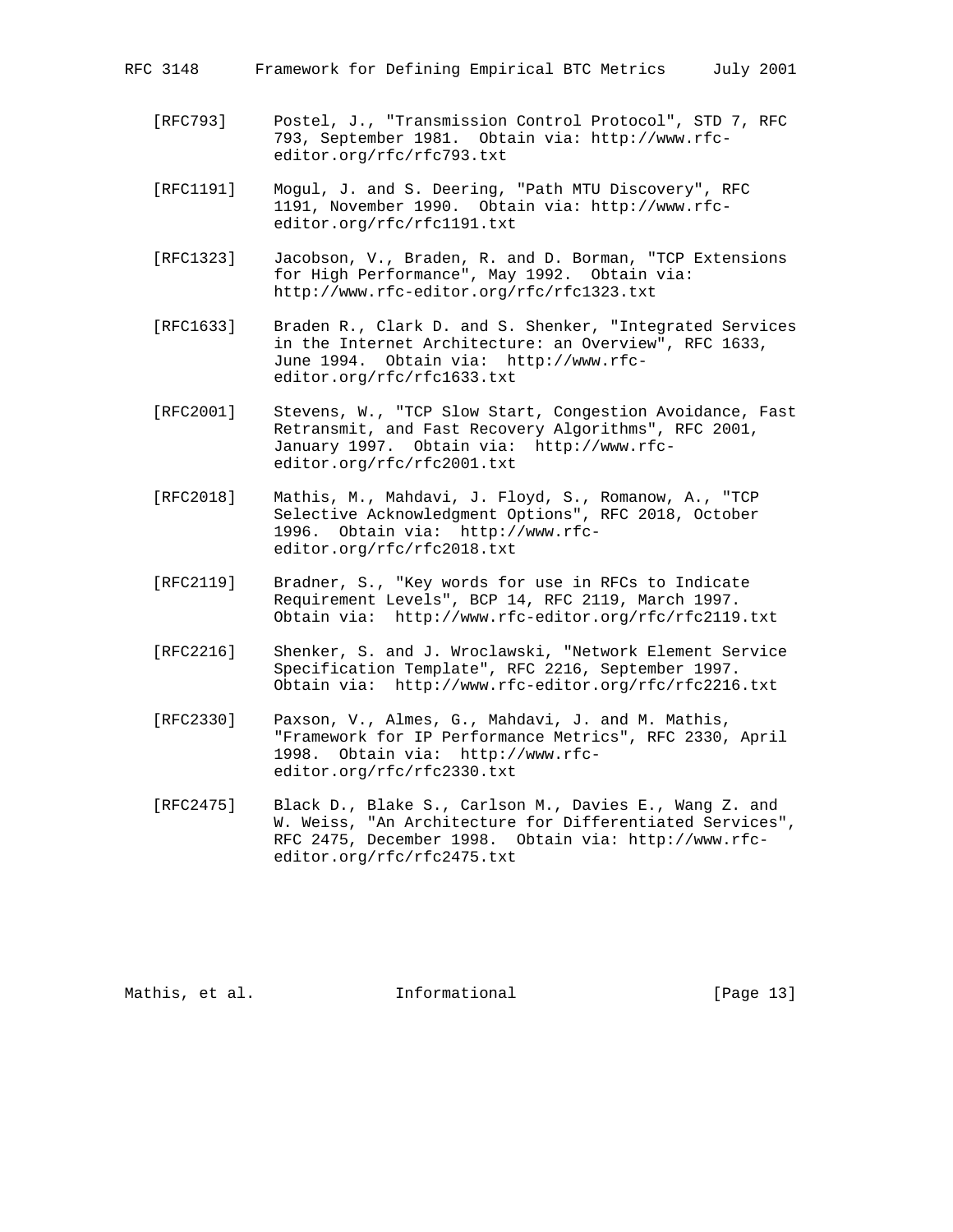[RFC793] Postel, J., "Transmission Control Protocol", STD 7, RFC 793, September 1981. Obtain via: http://www.rfc-editor.org/rfc/rfc793.txt

[RFC1191] Mogul, J. and S. Deering, "Path MTU Discovery", RFC 1191, November 1990. Obtain via: http://www.rfc-editor.org/rfc/rfc1191.txt

[RFC1323] Jacobson, V., Braden, R. and D. Borman, "TCP Extensions for High Performance", May 1992. Obtain via: http://www.rfc-editor.org/rfc/rfc1323.txt

[RFC1633] Braden R., Clark D. and S. Shenker, "Integrated Services in the Internet Architecture: an Overview", RFC 1633, June 1994. Obtain via: http://www.rfc-editor.org/rfc/rfc1633.txt

[RFC2001] Stevens, W., "TCP Slow Start, Congestion Avoidance, Fast Retransmit, and Fast Recovery Algorithms", RFC 2001, January 1997. Obtain via: http://www.rfc-editor.org/rfc/rfc2001.txt

[RFC2018] Mathis, M., Mahdavi, J. Floyd, S., Romanow, A., "TCP Selective Acknowledgment Options", RFC 2018, October 1996. Obtain via: http://www.rfc-editor.org/rfc/rfc2018.txt

[RFC2119] Bradner, S., "Key words for use in RFCs to Indicate Requirement Levels", BCP 14, RFC 2119, March 1997. Obtain via: http://www.rfc-editor.org/rfc/rfc2119.txt

[RFC2216] Shenker, S. and J. Wroclawski, "Network Element Service Specification Template", RFC 2216, September 1997. Obtain via: http://www.rfc-editor.org/rfc/rfc2216.txt

[RFC2330] Paxson, V., Almes, G., Mahdavi, J. and M. Mathis, "Framework for IP Performance Metrics", RFC 2330, April 1998. Obtain via: http://www.rfc-editor.org/rfc/rfc2330.txt

[RFC2475] Black D., Blake S., Carlson M., Davies E., Wang Z. and W. Weiss, "An Architecture for Differentiated Services", RFC 2475, December 1998. Obtain via: http://www.rfc-editor.org/rfc/rfc2475.txt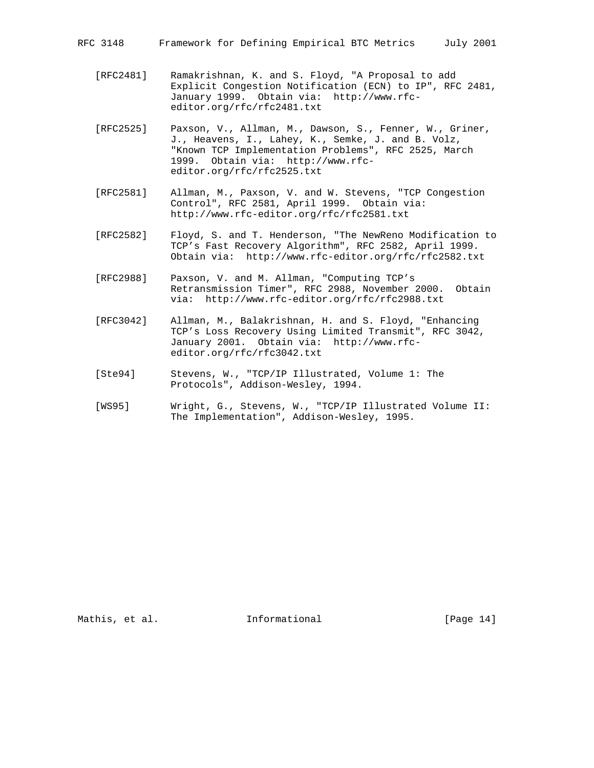[RFC2481] Ramakrishnan, K. and S. Floyd, "A Proposal to add Explicit Congestion Notification (ECN) to IP", RFC 2481, January 1999. Obtain via: http://www.rfc-editor.org/rfc/rfc2481.txt

[RFC2525] Paxson, V., Allman, M., Dawson, S., Fenner, W., Griner, J., Heavens, I., Lahey, K., Semke, J. and B. Volz, "Known TCP Implementation Problems", RFC 2525, March 1999. Obtain via: http://www.rfc-editor.org/rfc/rfc2525.txt

[RFC2581] Allman, M., Paxson, V. and W. Stevens, "TCP Congestion Control", RFC 2581, April 1999. Obtain via: http://www.rfc-editor.org/rfc/rfc2581.txt

[RFC2582] Floyd, S. and T. Henderson, "The NewReno Modification to TCP's Fast Recovery Algorithm", RFC 2582, April 1999. Obtain via: http://www.rfc-editor.org/rfc/rfc2582.txt

[RFC2988] Paxson, V. and M. Allman, "Computing TCP's Retransmission Timer", RFC 2988, November 2000. Obtain via: http://www.rfc-editor.org/rfc/rfc2988.txt

[RFC3042] Allman, M., Balakrishnan, H. and S. Floyd, "Enhancing TCP's Loss Recovery Using Limited Transmit", RFC 3042, January 2001. Obtain via: http://www.rfc-editor.org/rfc/rfc3042.txt

[Ste94] Stevens, W., "TCP/IP Illustrated, Volume 1: The Protocols", Addison-Wesley, 1994.

[WS95] Wright, G., Stevens, W., "TCP/IP Illustrated Volume II: The Implementation", Addison-Wesley, 1995.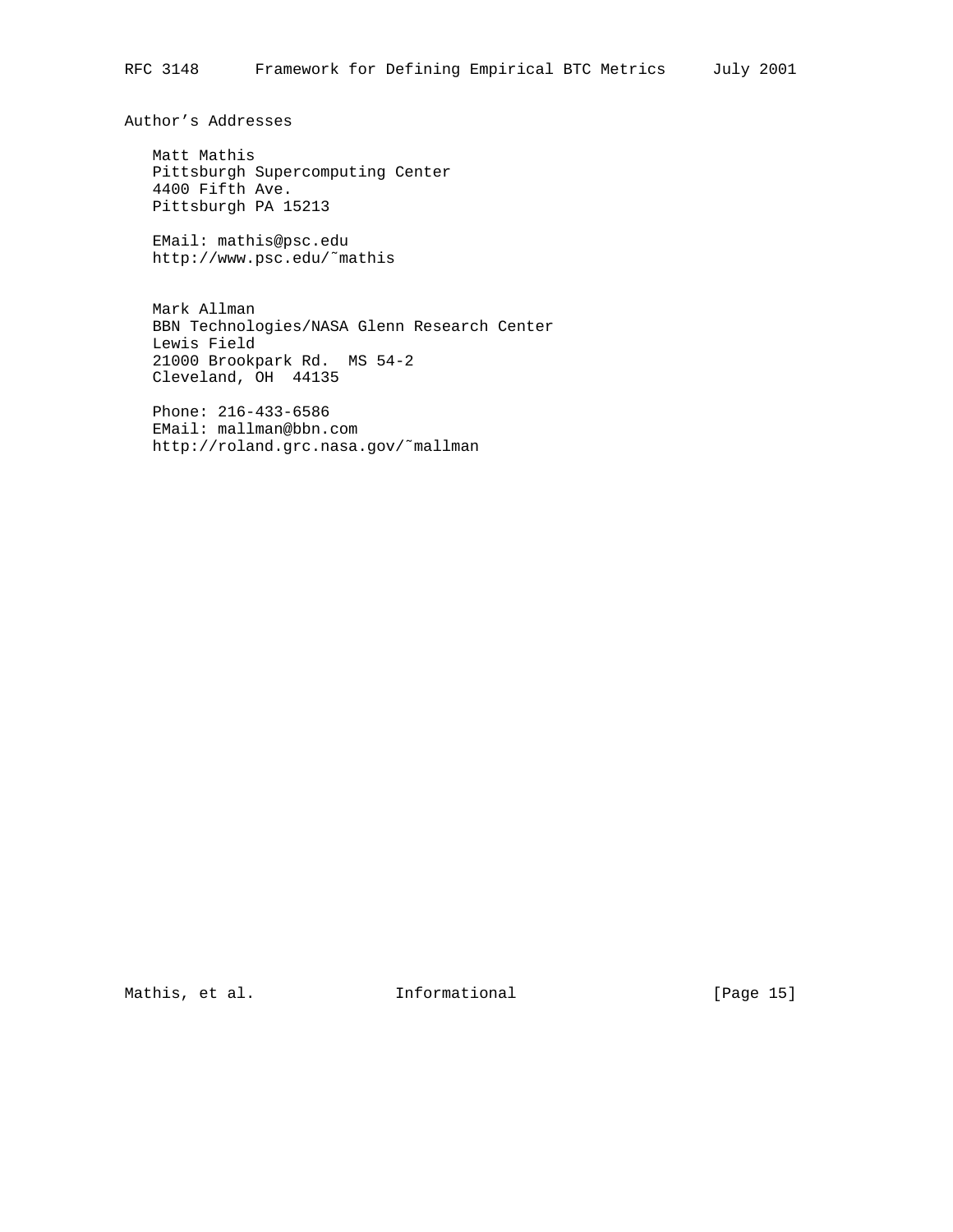## Author's Addresses

Matt Mathis
Pittsburgh Supercomputing Center
4400 Fifth Ave.
Pittsburgh PA 15213

EMail: mathis@psc.edu
http://www.psc.edu/~mathis

Mark Allman
BBN Technologies/NASA Glenn Research Center
Lewis Field
21000 Brookpark Rd. MS 54-2
Cleveland, OH 44135

Phone: 216-433-6586
EMail: mallman@bbn.com
http://roland.grc.nasa.gov/~mallman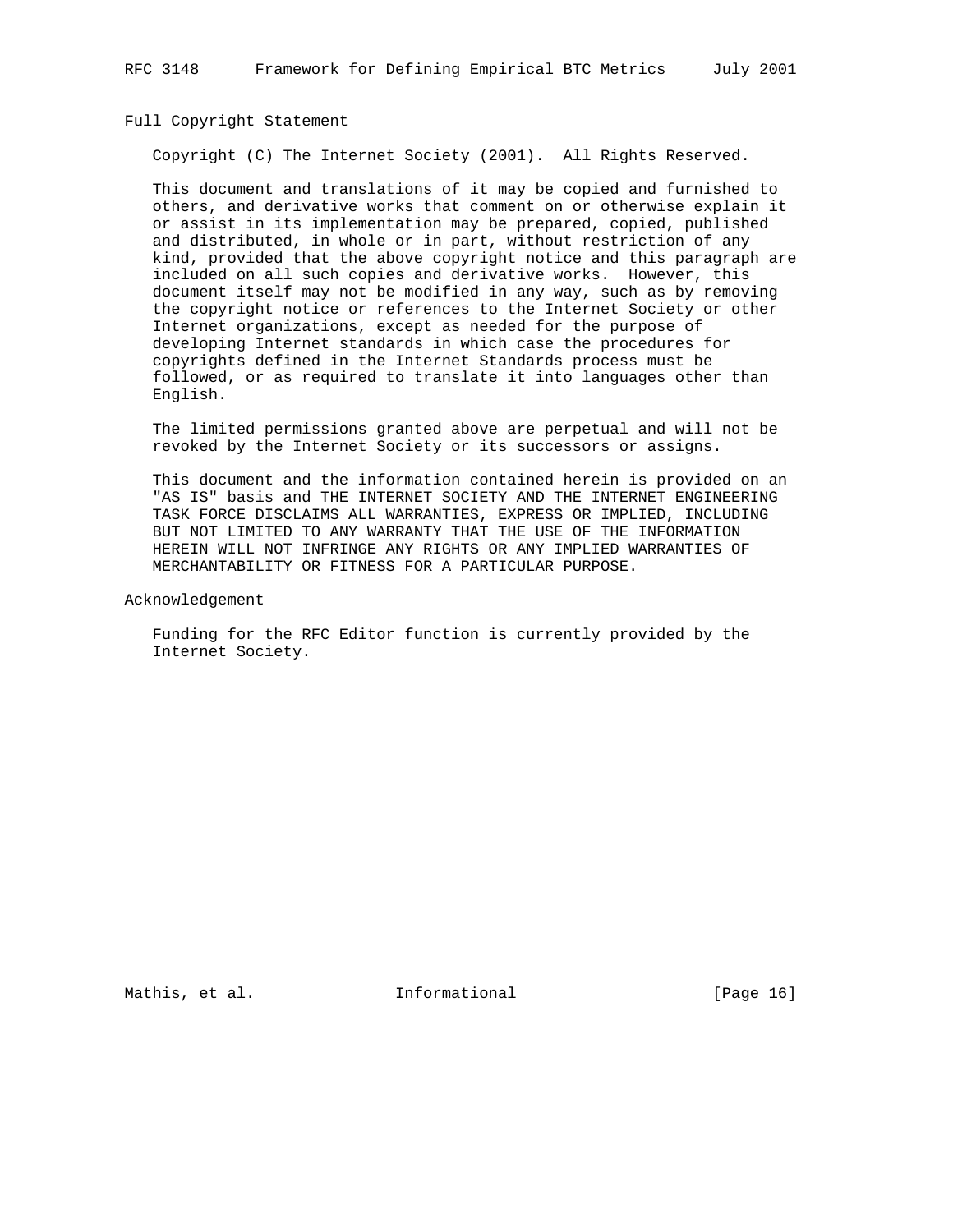## Full Copyright Statement

Copyright (C) The Internet Society (2001). All Rights Reserved.

This document and translations of it may be copied and furnished to others, and derivative works that comment on or otherwise explain it or assist in its implementation may be prepared, copied, published and distributed, in whole or in part, without restriction of any kind, provided that the above copyright notice and this paragraph are included on all such copies and derivative works. However, this document itself may not be modified in any way, such as by removing the copyright notice or references to the Internet Society or other Internet organizations, except as needed for the purpose of developing Internet standards in which case the procedures for copyrights defined in the Internet Standards process must be followed, or as required to translate it into languages other than English.

The limited permissions granted above are perpetual and will not be revoked by the Internet Society or its successors or assigns.

This document and the information contained herein is provided on an "AS IS" basis and THE INTERNET SOCIETY AND THE INTERNET ENGINEERING TASK FORCE DISCLAIMS ALL WARRANTIES, EXPRESS OR IMPLIED, INCLUDING BUT NOT LIMITED TO ANY WARRANTY THAT THE USE OF THE INFORMATION HEREIN WILL NOT INFRINGE ANY RIGHTS OR ANY IMPLIED WARRANTIES OF MERCHANTABILITY OR FITNESS FOR A PARTICULAR PURPOSE.

## Acknowledgement

Funding for the RFC Editor function is currently provided by the Internet Society.